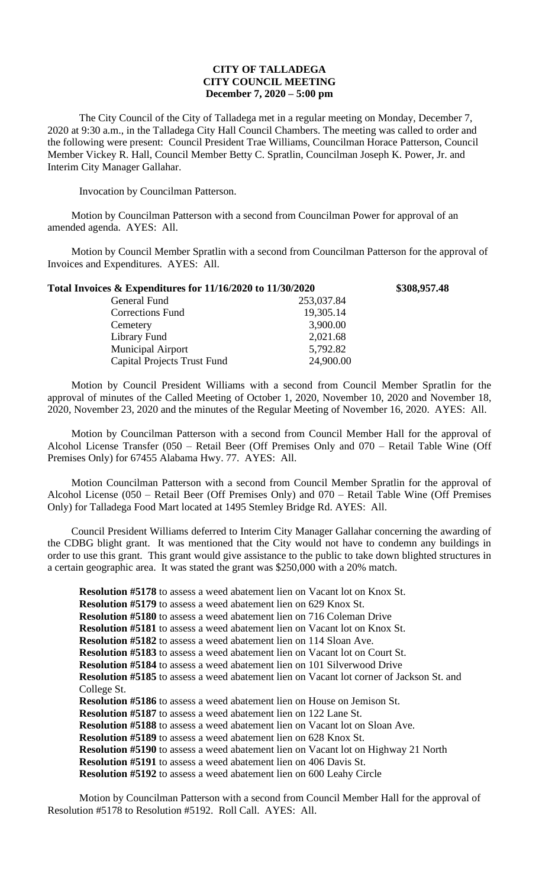**CITY OF TALLADEGA**
**CITY COUNCIL MEETING**
**December 7, 2020 – 5:00 pm**

The City Council of the City of Talladega met in a regular meeting on Monday, December 7, 2020 at 9:30 a.m., in the Talladega City Hall Council Chambers. The meeting was called to order and the following were present: Council President Trae Williams, Councilman Horace Patterson, Council Member Vickey R. Hall, Council Member Betty C. Spratlin, Councilman Joseph K. Power, Jr. and Interim City Manager Gallahar.

Invocation by Councilman Patterson.

Motion by Councilman Patterson with a second from Councilman Power for approval of an amended agenda. AYES: All.

Motion by Council Member Spratlin with a second from Councilman Patterson for the approval of Invoices and Expenditures. AYES: All.

| **Total Invoices & Expenditures for 11/16/2020 to 11/30/2020** | | **$308,957.48** |
|---|---|---|
| General Fund | 253,037.84 | |
| Corrections Fund | 19,305.14 | |
| Cemetery | 3,900.00 | |
| Library Fund | 2,021.68 | |
| Municipal Airport | 5,792.82 | |
| Capital Projects Trust Fund | 24,900.00 | |

Motion by Council President Williams with a second from Council Member Spratlin for the approval of minutes of the Called Meeting of October 1, 2020, November 10, 2020 and November 18, 2020, November 23, 2020 and the minutes of the Regular Meeting of November 16, 2020. AYES: All.

Motion by Councilman Patterson with a second from Council Member Hall for the approval of Alcohol License Transfer (050 – Retail Beer (Off Premises Only and 070 – Retail Table Wine (Off Premises Only) for 67455 Alabama Hwy. 77. AYES: All.

Motion Councilman Patterson with a second from Council Member Spratlin for the approval of Alcohol License (050 – Retail Beer (Off Premises Only) and 070 – Retail Table Wine (Off Premises Only) for Talladega Food Mart located at 1495 Stemley Bridge Rd. AYES: All.

Council President Williams deferred to Interim City Manager Gallahar concerning the awarding of the CDBG blight grant. It was mentioned that the City would not have to condemn any buildings in order to use this grant. This grant would give assistance to the public to take down blighted structures in a certain geographic area. It was stated the grant was $250,000 with a 20% match.

**Resolution #5178** to assess a weed abatement lien on Vacant lot on Knox St.
**Resolution #5179** to assess a weed abatement lien on 629 Knox St.
**Resolution #5180** to assess a weed abatement lien on 716 Coleman Drive
**Resolution #5181** to assess a weed abatement lien on Vacant lot on Knox St.
**Resolution #5182** to assess a weed abatement lien on 114 Sloan Ave.
**Resolution #5183** to assess a weed abatement lien on Vacant lot on Court St.
**Resolution #5184** to assess a weed abatement lien on 101 Silverwood Drive
**Resolution #5185** to assess a weed abatement lien on Vacant lot corner of Jackson St. and College St.
**Resolution #5186** to assess a weed abatement lien on House on Jemison St.
**Resolution #5187** to assess a weed abatement lien on 122 Lane St.
**Resolution #5188** to assess a weed abatement lien on Vacant lot on Sloan Ave.
**Resolution #5189** to assess a weed abatement lien on 628 Knox St.
**Resolution #5190** to assess a weed abatement lien on Vacant lot on Highway 21 North
**Resolution #5191** to assess a weed abatement lien on 406 Davis St.
**Resolution #5192** to assess a weed abatement lien on 600 Leahy Circle

Motion by Councilman Patterson with a second from Council Member Hall for the approval of Resolution #5178 to Resolution #5192. Roll Call. AYES: All.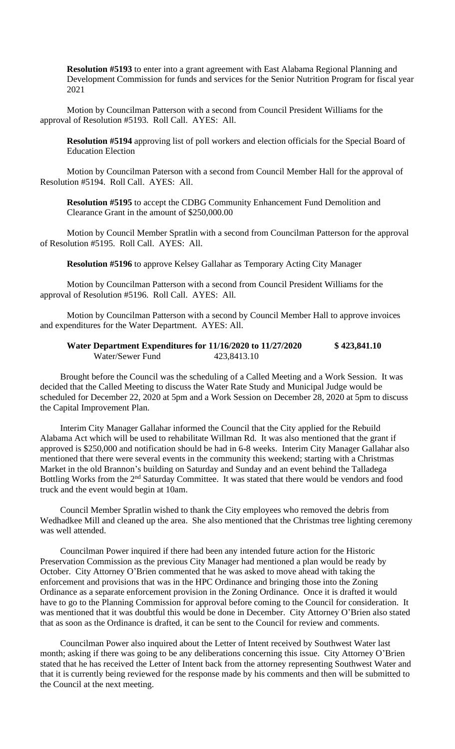**Resolution #5193** to enter into a grant agreement with East Alabama Regional Planning and Development Commission for funds and services for the Senior Nutrition Program for fiscal year 2021

Motion by Councilman Patterson with a second from Council President Williams for the approval of Resolution #5193. Roll Call. AYES: All.

**Resolution #5194** approving list of poll workers and election officials for the Special Board of Education Election

Motion by Councilman Paterson with a second from Council Member Hall for the approval of Resolution #5194. Roll Call. AYES: All.

**Resolution #5195** to accept the CDBG Community Enhancement Fund Demolition and Clearance Grant in the amount of $250,000.00

Motion by Council Member Spratlin with a second from Councilman Patterson for the approval of Resolution #5195. Roll Call. AYES: All.

**Resolution #5196** to approve Kelsey Gallahar as Temporary Acting City Manager

Motion by Councilman Patterson with a second from Council President Williams for the approval of Resolution #5196. Roll Call. AYES: All.

Motion by Councilman Patterson with a second by Council Member Hall to approve invoices and expenditures for the Water Department. AYES: All.

**Water Department Expenditures for 11/16/2020 to 11/27/2020 $ 423,841.10**
Water/Sewer Fund 423,8413.10

Brought before the Council was the scheduling of a Called Meeting and a Work Session. It was decided that the Called Meeting to discuss the Water Rate Study and Municipal Judge would be scheduled for December 22, 2020 at 5pm and a Work Session on December 28, 2020 at 5pm to discuss the Capital Improvement Plan.

Interim City Manager Gallahar informed the Council that the City applied for the Rebuild Alabama Act which will be used to rehabilitate Willman Rd. It was also mentioned that the grant if approved is $250,000 and notification should be had in 6-8 weeks. Interim City Manager Gallahar also mentioned that there were several events in the community this weekend; starting with a Christmas Market in the old Brannon's building on Saturday and Sunday and an event behind the Talladega Bottling Works from the 2nd Saturday Committee. It was stated that there would be vendors and food truck and the event would begin at 10am.

Council Member Spratlin wished to thank the City employees who removed the debris from Wedhadkee Mill and cleaned up the area. She also mentioned that the Christmas tree lighting ceremony was well attended.

Councilman Power inquired if there had been any intended future action for the Historic Preservation Commission as the previous City Manager had mentioned a plan would be ready by October. City Attorney O'Brien commented that he was asked to move ahead with taking the enforcement and provisions that was in the HPC Ordinance and bringing those into the Zoning Ordinance as a separate enforcement provision in the Zoning Ordinance. Once it is drafted it would have to go to the Planning Commission for approval before coming to the Council for consideration. It was mentioned that it was doubtful this would be done in December. City Attorney O'Brien also stated that as soon as the Ordinance is drafted, it can be sent to the Council for review and comments.

Councilman Power also inquired about the Letter of Intent received by Southwest Water last month; asking if there was going to be any deliberations concerning this issue. City Attorney O'Brien stated that he has received the Letter of Intent back from the attorney representing Southwest Water and that it is currently being reviewed for the response made by his comments and then will be submitted to the Council at the next meeting.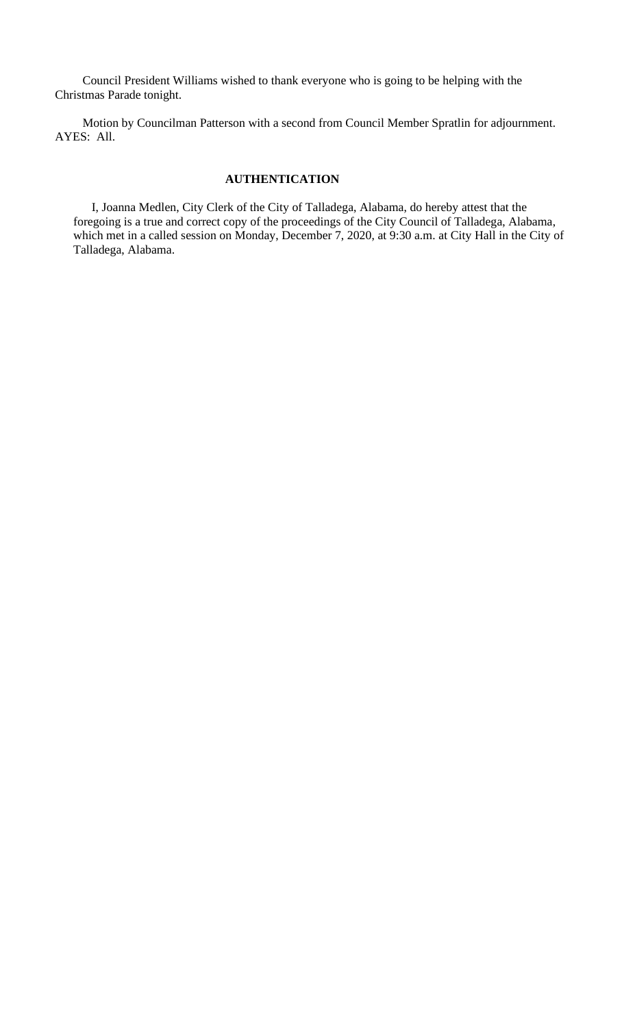Council President Williams wished to thank everyone who is going to be helping with the Christmas Parade tonight.

Motion by Councilman Patterson with a second from Council Member Spratlin for adjournment. AYES: All.

**AUTHENTICATION**

I, Joanna Medlen, City Clerk of the City of Talladega, Alabama, do hereby attest that the foregoing is a true and correct copy of the proceedings of the City Council of Talladega, Alabama, which met in a called session on Monday, December 7, 2020, at 9:30 a.m. at City Hall in the City of Talladega, Alabama.